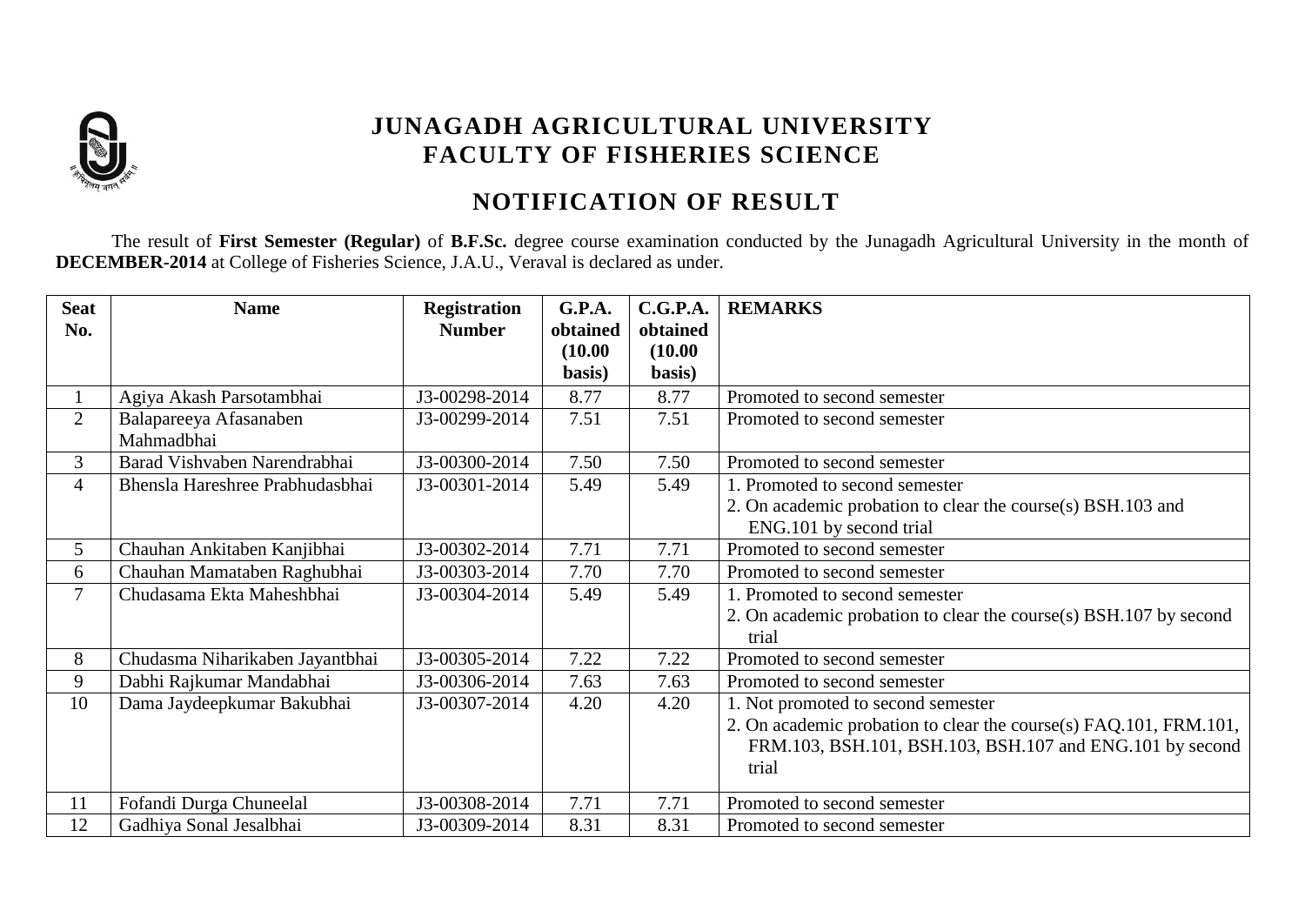# JUNAGADH AGRICULTURAL UNIVERSITY
# FACULTY OF FISHERIES SCIENCE

## NOTIFICATION OF RESULT

The result of **First Semester (Regular)** of **B.F.Sc.** degree course examination conducted by the Junagadh Agricultural University in the month of **DECEMBER-2014** at College of Fisheries Science, J.A.U., Veraval is declared as under.

| Seat No. | Name | Registration Number | G.P.A. obtained (10.00 basis) | C.G.P.A. obtained (10.00 basis) | REMARKS |
|---|---|---|---|---|---|
| 1 | Agiya Akash Parsotambhai | J3-00298-2014 | 8.77 | 8.77 | Promoted to second semester |
| 2 | Balapareeya Afasanaben Mahmadbhai | J3-00299-2014 | 7.51 | 7.51 | Promoted to second semester |
| 3 | Barad Vishvaben Narendrabhai | J3-00300-2014 | 7.50 | 7.50 | Promoted to second semester |
| 4 | Bhensla Hareshree Prabhudasbhai | J3-00301-2014 | 5.49 | 5.49 | 1. Promoted to second semester<br>2. On academic probation to clear the course(s) BSH.103 and ENG.101 by second trial |
| 5 | Chauhan Ankitaben Kanjibhai | J3-00302-2014 | 7.71 | 7.71 | Promoted to second semester |
| 6 | Chauhan Mamataben Raghubhai | J3-00303-2014 | 7.70 | 7.70 | Promoted to second semester |
| 7 | Chudasama Ekta Maheshbhai | J3-00304-2014 | 5.49 | 5.49 | 1. Promoted to second semester<br>2. On academic probation to clear the course(s) BSH.107 by second trial |
| 8 | Chudasma Niharikaben Jayantbhai | J3-00305-2014 | 7.22 | 7.22 | Promoted to second semester |
| 9 | Dabhi Rajkumar Mandabhai | J3-00306-2014 | 7.63 | 7.63 | Promoted to second semester |
| 10 | Dama Jaydeepkumar Bakubhai | J3-00307-2014 | 4.20 | 4.20 | 1. Not promoted to second semester<br>2. On academic probation to clear the course(s) FAQ.101, FRM.101, FRM.103, BSH.101, BSH.103, BSH.107 and ENG.101 by second trial |
| 11 | Fofandi Durga Chuneelal | J3-00308-2014 | 7.71 | 7.71 | Promoted to second semester |
| 12 | Gadhiya Sonal Jesalbhai | J3-00309-2014 | 8.31 | 8.31 | Promoted to second semester |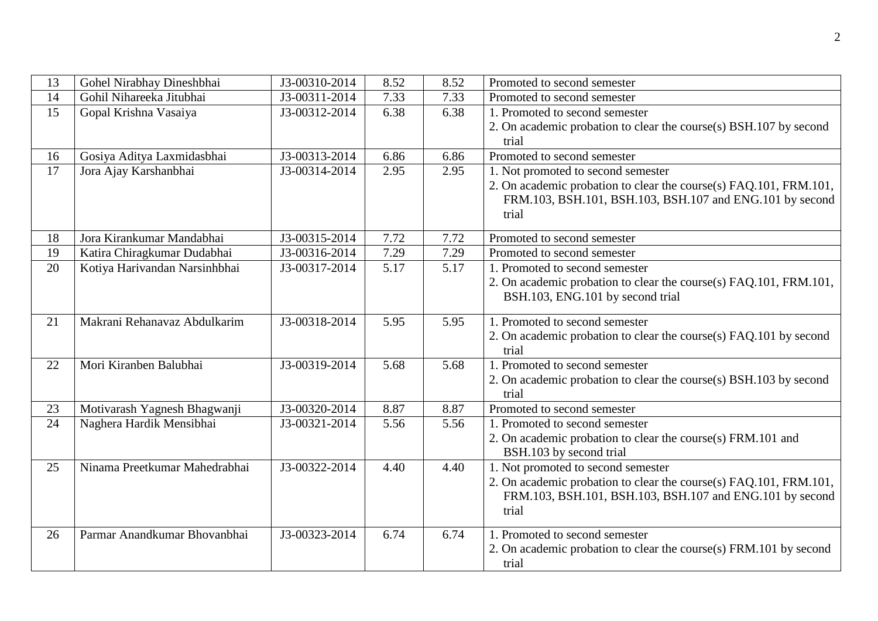| 13 | Gohel Nirabhay Dineshbhai | J3-00310-2014 | 8.52 | 8.52 | Promoted to second semester |
|---|---|---|---|---|---|
| 14 | Gohil Nihareeka Jitubhai | J3-00311-2014 | 7.33 | 7.33 | Promoted to second semester |
| 15 | Gopal Krishna Vasaiya | J3-00312-2014 | 6.38 | 6.38 | 1. Promoted to second semester<br>2. On academic probation to clear the course(s) BSH.107 by second trial |
| 16 | Gosiya Aditya Laxmidasbhai | J3-00313-2014 | 6.86 | 6.86 | Promoted to second semester |
| 17 | Jora Ajay Karshanbhai | J3-00314-2014 | 2.95 | 2.95 | 1. Not promoted to second semester<br>2. On academic probation to clear the course(s) FAQ.101, FRM.101, FRM.103, BSH.101, BSH.103, BSH.107 and ENG.101 by second trial |
| 18 | Jora Kirankumar Mandabhai | J3-00315-2014 | 7.72 | 7.72 | Promoted to second semester |
| 19 | Katira Chiragkumar Dudabhai | J3-00316-2014 | 7.29 | 7.29 | Promoted to second semester |
| 20 | Kotiya Harivandan Narsinhbhai | J3-00317-2014 | 5.17 | 5.17 | 1. Promoted to second semester<br>2. On academic probation to clear the course(s) FAQ.101, FRM.101, BSH.103, ENG.101 by second trial |
| 21 | Makrani Rehanavaz Abdulkarim | J3-00318-2014 | 5.95 | 5.95 | 1. Promoted to second semester<br>2. On academic probation to clear the course(s) FAQ.101 by second trial |
| 22 | Mori Kiranben Balubhai | J3-00319-2014 | 5.68 | 5.68 | 1. Promoted to second semester<br>2. On academic probation to clear the course(s) BSH.103 by second trial |
| 23 | Motivarash Yagnesh Bhagwanji | J3-00320-2014 | 8.87 | 8.87 | Promoted to second semester |
| 24 | Naghera Hardik Mensibhai | J3-00321-2014 | 5.56 | 5.56 | 1. Promoted to second semester<br>2. On academic probation to clear the course(s) FRM.101 and BSH.103 by second trial |
| 25 | Ninama Preetkumar Mahedrabhai | J3-00322-2014 | 4.40 | 4.40 | 1. Not promoted to second semester<br>2. On academic probation to clear the course(s) FAQ.101, FRM.101, FRM.103, BSH.101, BSH.103, BSH.107 and ENG.101 by second trial |
| 26 | Parmar Anandkumar Bhovanbhai | J3-00323-2014 | 6.74 | 6.74 | 1. Promoted to second semester<br>2. On academic probation to clear the course(s) FRM.101 by second trial |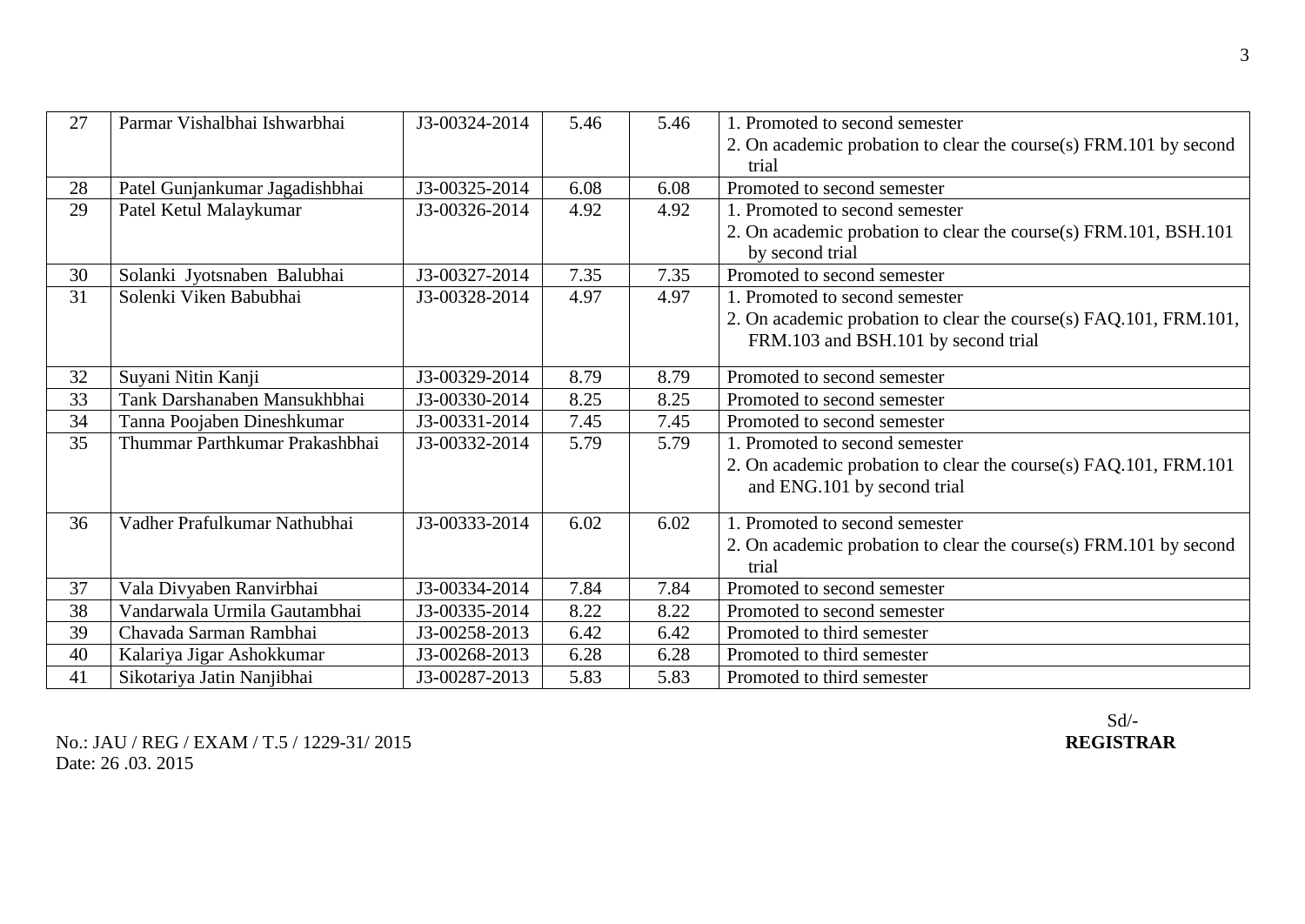| 27 | Parmar Vishalbhai Ishwarbhai | J3-00324-2014 | 5.46 | 5.46 | 1. Promoted to second semester<br>2. On academic probation to clear the course(s) FRM.101 by second trial |
|---|---|---|---|---|---|
| 28 | Patel Gunjankumar Jagadishbhai | J3-00325-2014 | 6.08 | 6.08 | Promoted to second semester |
| 29 | Patel Ketul Malaykumar | J3-00326-2014 | 4.92 | 4.92 | 1. Promoted to second semester<br>2. On academic probation to clear the course(s) FRM.101, BSH.101 by second trial |
| 30 | Solanki Jyotsnaben Balubhai | J3-00327-2014 | 7.35 | 7.35 | Promoted to second semester |
| 31 | Solenki Viken Babubhai | J3-00328-2014 | 4.97 | 4.97 | 1. Promoted to second semester<br>2. On academic probation to clear the course(s) FAQ.101, FRM.101, FRM.103 and BSH.101 by second trial |
| 32 | Suyani Nitin Kanji | J3-00329-2014 | 8.79 | 8.79 | Promoted to second semester |
| 33 | Tank Darshanaben Mansukhbhai | J3-00330-2014 | 8.25 | 8.25 | Promoted to second semester |
| 34 | Tanna Poojaben Dineshkumar | J3-00331-2014 | 7.45 | 7.45 | Promoted to second semester |
| 35 | Thummar Parthkumar Prakashbhai | J3-00332-2014 | 5.79 | 5.79 | 1. Promoted to second semester<br>2. On academic probation to clear the course(s) FAQ.101, FRM.101 and ENG.101 by second trial |
| 36 | Vadher Prafulkumar Nathubhai | J3-00333-2014 | 6.02 | 6.02 | 1. Promoted to second semester<br>2. On academic probation to clear the course(s) FRM.101 by second trial |
| 37 | Vala Divyaben Ranvirbhai | J3-00334-2014 | 7.84 | 7.84 | Promoted to second semester |
| 38 | Vandarwala Urmila Gautambhai | J3-00335-2014 | 8.22 | 8.22 | Promoted to second semester |
| 39 | Chavada Sarman Rambhai | J3-00258-2013 | 6.42 | 6.42 | Promoted to third semester |
| 40 | Kalariya Jigar Ashokkumar | J3-00268-2013 | 6.28 | 6.28 | Promoted to third semester |
| 41 | Sikotariya Jatin Nanjibhai | J3-00287-2013 | 5.83 | 5.83 | Promoted to third semester |

Sd/-
**REGISTRAR**

No.: JAU / REG / EXAM / T.5 / 1229-31/ 2015
Date: 26 .03. 2015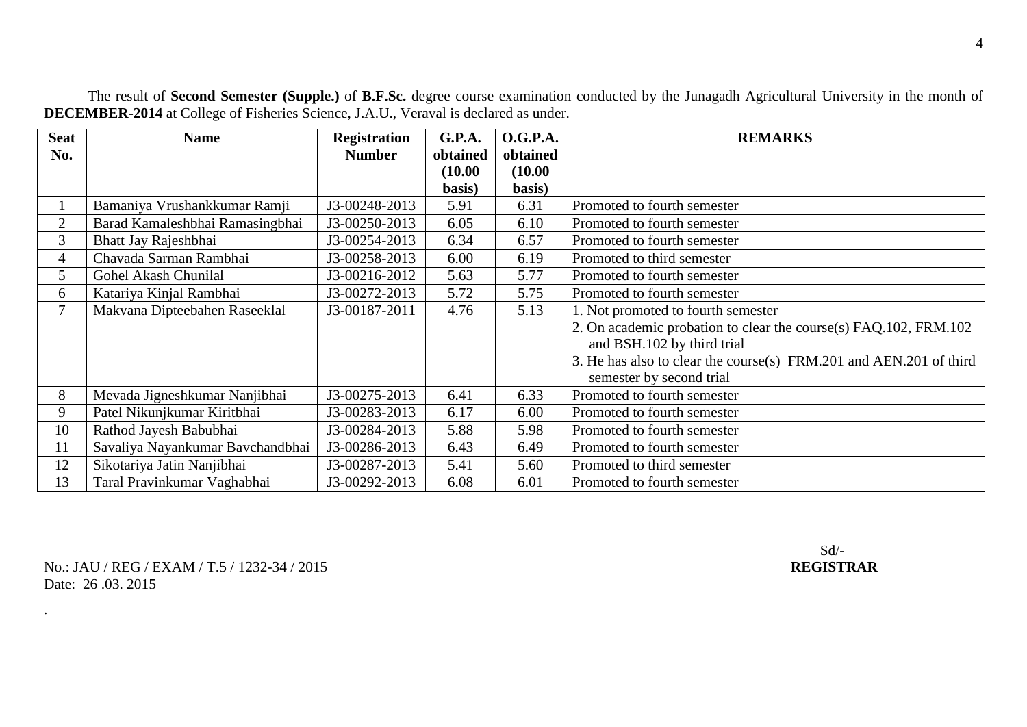The result of **Second Semester (Supple.)** of **B.F.Sc.** degree course examination conducted by the Junagadh Agricultural University in the month of **DECEMBER-2014** at College of Fisheries Science, J.A.U., Veraval is declared as under.

| Seat No. | Name | Registration Number | G.P.A. obtained (10.00 basis) | O.G.P.A. obtained (10.00 basis) | REMARKS |
|---|---|---|---|---|---|
| 1 | Bamaniya Vrushankkumar Ramji | J3-00248-2013 | 5.91 | 6.31 | Promoted to fourth semester |
| 2 | Barad Kamaleshbhai Ramasingbhai | J3-00250-2013 | 6.05 | 6.10 | Promoted to fourth semester |
| 3 | Bhatt Jay Rajeshbhai | J3-00254-2013 | 6.34 | 6.57 | Promoted to fourth semester |
| 4 | Chavada Sarman Rambhai | J3-00258-2013 | 6.00 | 6.19 | Promoted to third semester |
| 5 | Gohel Akash Chunilal | J3-00216-2012 | 5.63 | 5.77 | Promoted to fourth semester |
| 6 | Katariya Kinjal Rambhai | J3-00272-2013 | 5.72 | 5.75 | Promoted to fourth semester |
| 7 | Makvana Dipteebahen Raseeklal | J3-00187-2011 | 4.76 | 5.13 | 1. Not promoted to fourth semester<br>2. On academic probation to clear the course(s) FAQ.102, FRM.102 and BSH.102 by third trial<br>3. He has also to clear the course(s) FRM.201 and AEN.201 of third semester by second trial |
| 8 | Mevada Jigneshkumar Nanjibhai | J3-00275-2013 | 6.41 | 6.33 | Promoted to fourth semester |
| 9 | Patel Nikunjkumar Kiritbhai | J3-00283-2013 | 6.17 | 6.00 | Promoted to fourth semester |
| 10 | Rathod Jayesh Babubhai | J3-00284-2013 | 5.88 | 5.98 | Promoted to fourth semester |
| 11 | Savaliya Nayankumar Bavchandbhai | J3-00286-2013 | 6.43 | 6.49 | Promoted to fourth semester |
| 12 | Sikotariya Jatin Nanjibhai | J3-00287-2013 | 5.41 | 5.60 | Promoted to third semester |
| 13 | Taral Pravinkumar Vaghabhai | J3-00292-2013 | 6.08 | 6.01 | Promoted to fourth semester |

Sd/-
**REGISTRAR**

No.: JAU / REG / EXAM / T.5 / 1232-34 / 2015
Date: 26 .03. 2015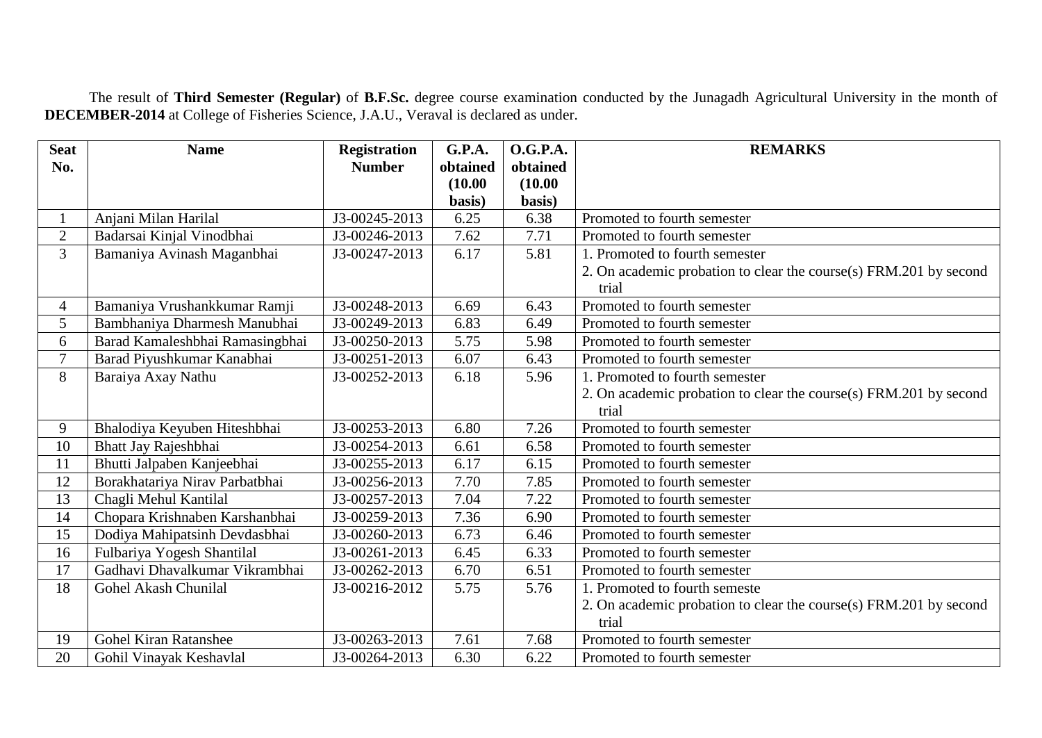The result of **Third Semester (Regular)** of **B.F.Sc.** degree course examination conducted by the Junagadh Agricultural University in the month of **DECEMBER-2014** at College of Fisheries Science, J.A.U., Veraval is declared as under.

| Seat No. | Name | Registration Number | G.P.A. obtained (10.00 basis) | O.G.P.A. obtained (10.00 basis) | REMARKS |
|---|---|---|---|---|---|
| 1 | Anjani Milan Harilal | J3-00245-2013 | 6.25 | 6.38 | Promoted to fourth semester |
| 2 | Badarsai Kinjal Vinodbhai | J3-00246-2013 | 7.62 | 7.71 | Promoted to fourth semester |
| 3 | Bamaniya Avinash Maganbhai | J3-00247-2013 | 6.17 | 5.81 | 1. Promoted to fourth semester<br>2. On academic probation to clear the course(s) FRM.201 by second trial |
| 4 | Bamaniya Vrushankkumar Ramji | J3-00248-2013 | 6.69 | 6.43 | Promoted to fourth semester |
| 5 | Bambhaniya Dharmesh Manubhai | J3-00249-2013 | 6.83 | 6.49 | Promoted to fourth semester |
| 6 | Barad Kamaleshbhai Ramasingbhai | J3-00250-2013 | 5.75 | 5.98 | Promoted to fourth semester |
| 7 | Barad Piyushkumar Kanabhai | J3-00251-2013 | 6.07 | 6.43 | Promoted to fourth semester |
| 8 | Baraiya Axay Nathu | J3-00252-2013 | 6.18 | 5.96 | 1. Promoted to fourth semester<br>2. On academic probation to clear the course(s) FRM.201 by second trial |
| 9 | Bhalodiya Keyuben Hiteshbhai | J3-00253-2013 | 6.80 | 7.26 | Promoted to fourth semester |
| 10 | Bhatt Jay Rajeshbhai | J3-00254-2013 | 6.61 | 6.58 | Promoted to fourth semester |
| 11 | Bhutti Jalpaben Kanjeebhai | J3-00255-2013 | 6.17 | 6.15 | Promoted to fourth semester |
| 12 | Borakhatariya Nirav Parbatbhai | J3-00256-2013 | 7.70 | 7.85 | Promoted to fourth semester |
| 13 | Chagli Mehul Kantilal | J3-00257-2013 | 7.04 | 7.22 | Promoted to fourth semester |
| 14 | Chopara Krishnaben Karshanbhai | J3-00259-2013 | 7.36 | 6.90 | Promoted to fourth semester |
| 15 | Dodiya Mahipatsinh Devdasbhai | J3-00260-2013 | 6.73 | 6.46 | Promoted to fourth semester |
| 16 | Fulbariya Yogesh Shantilal | J3-00261-2013 | 6.45 | 6.33 | Promoted to fourth semester |
| 17 | Gadhavi Dhavalkumar Vikrambhai | J3-00262-2013 | 6.70 | 6.51 | Promoted to fourth semester |
| 18 | Gohel Akash Chunilal | J3-00216-2012 | 5.75 | 5.76 | 1. Promoted to fourth semeste<br>2. On academic probation to clear the course(s) FRM.201 by second trial |
| 19 | Gohel Kiran Ratanshee | J3-00263-2013 | 7.61 | 7.68 | Promoted to fourth semester |
| 20 | Gohil Vinayak Keshavlal | J3-00264-2013 | 6.30 | 6.22 | Promoted to fourth semester |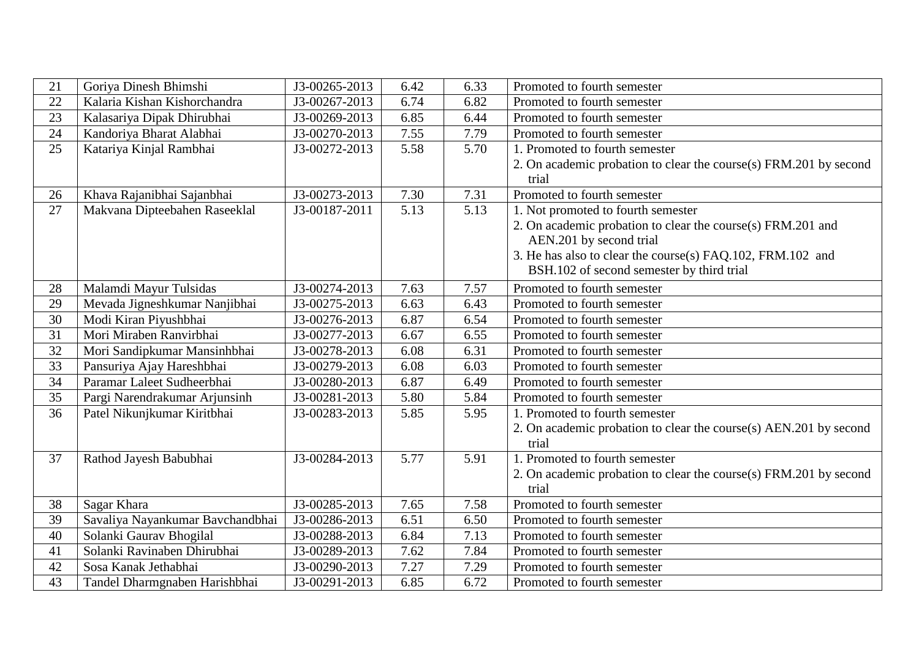| | | | | | |
|---|---|---|---|---|---|
| 21 | Goriya Dinesh Bhimshi | J3-00265-2013 | 6.42 | 6.33 | Promoted to fourth semester |
| 22 | Kalaria Kishan Kishorchandra | J3-00267-2013 | 6.74 | 6.82 | Promoted to fourth semester |
| 23 | Kalasariya Dipak Dhirubhai | J3-00269-2013 | 6.85 | 6.44 | Promoted to fourth semester |
| 24 | Kandoriya Bharat Alabhai | J3-00270-2013 | 7.55 | 7.79 | Promoted to fourth semester |
| 25 | Katariya Kinjal Rambhai | J3-00272-2013 | 5.58 | 5.70 | 1. Promoted to fourth semester<br>2. On academic probation to clear the course(s) FRM.201 by second trial |
| 26 | Khava Rajanibhai Sajanbhai | J3-00273-2013 | 7.30 | 7.31 | Promoted to fourth semester |
| 27 | Makvana Dipteebahen Raseeklal | J3-00187-2011 | 5.13 | 5.13 | 1. Not promoted to fourth semester<br>2. On academic probation to clear the course(s) FRM.201 and AEN.201 by second trial<br>3. He has also to clear the course(s) FAQ.102, FRM.102 and BSH.102 of second semester by third trial |
| 28 | Malamdi Mayur Tulsidas | J3-00274-2013 | 7.63 | 7.57 | Promoted to fourth semester |
| 29 | Mevada Jigneshkumar Nanjibhai | J3-00275-2013 | 6.63 | 6.43 | Promoted to fourth semester |
| 30 | Modi Kiran Piyushbhai | J3-00276-2013 | 6.87 | 6.54 | Promoted to fourth semester |
| 31 | Mori Miraben Ranvirbhai | J3-00277-2013 | 6.67 | 6.55 | Promoted to fourth semester |
| 32 | Mori Sandipkumar Mansinhbhai | J3-00278-2013 | 6.08 | 6.31 | Promoted to fourth semester |
| 33 | Pansuriya Ajay Hareshbhai | J3-00279-2013 | 6.08 | 6.03 | Promoted to fourth semester |
| 34 | Paramar Laleet Sudheerbhai | J3-00280-2013 | 6.87 | 6.49 | Promoted to fourth semester |
| 35 | Pargi Narendrakumar Arjunsinh | J3-00281-2013 | 5.80 | 5.84 | Promoted to fourth semester |
| 36 | Patel Nikunjkumar Kiritbhai | J3-00283-2013 | 5.85 | 5.95 | 1. Promoted to fourth semester<br>2. On academic probation to clear the course(s) AEN.201 by second trial |
| 37 | Rathod Jayesh Babubhai | J3-00284-2013 | 5.77 | 5.91 | 1. Promoted to fourth semester<br>2. On academic probation to clear the course(s) FRM.201 by second trial |
| 38 | Sagar Khara | J3-00285-2013 | 7.65 | 7.58 | Promoted to fourth semester |
| 39 | Savaliya Nayankumar Bavchandbhai | J3-00286-2013 | 6.51 | 6.50 | Promoted to fourth semester |
| 40 | Solanki Gaurav Bhogilal | J3-00288-2013 | 6.84 | 7.13 | Promoted to fourth semester |
| 41 | Solanki Ravinaben Dhirubhai | J3-00289-2013 | 7.62 | 7.84 | Promoted to fourth semester |
| 42 | Sosa Kanak Jethabhai | J3-00290-2013 | 7.27 | 7.29 | Promoted to fourth semester |
| 43 | Tandel Dharmgnaben Harishbhai | J3-00291-2013 | 6.85 | 6.72 | Promoted to fourth semester |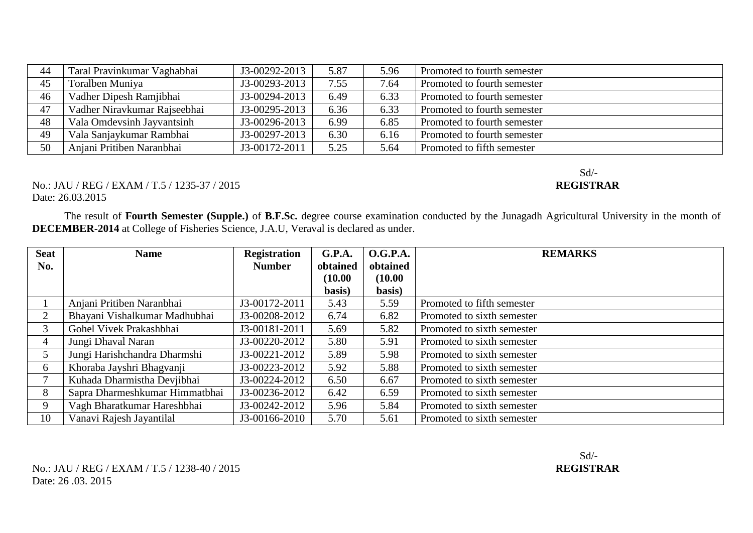| | | | | | |
|---|---|---|---|---|---|
| 44 | Taral Pravinkumar Vaghabhai | J3-00292-2013 | 5.87 | 5.96 | Promoted to fourth semester |
| 45 | Toralben Muniya | J3-00293-2013 | 7.55 | 7.64 | Promoted to fourth semester |
| 46 | Vadher Dipesh Ramjibhai | J3-00294-2013 | 6.49 | 6.33 | Promoted to fourth semester |
| 47 | Vadher Niravkumar Rajseebhai | J3-00295-2013 | 6.36 | 6.33 | Promoted to fourth semester |
| 48 | Vala Omdevsinh Jayvantsinh | J3-00296-2013 | 6.99 | 6.85 | Promoted to fourth semester |
| 49 | Vala Sanjaykumar Rambhai | J3-00297-2013 | 6.30 | 6.16 | Promoted to fourth semester |
| 50 | Anjani Pritiben Naranbhai | J3-00172-2011 | 5.25 | 5.64 | Promoted to fifth semester |

Sd/-
**REGISTRAR**

No.: JAU / REG / EXAM / T.5 / 1235-37 / 2015
Date: 26.03.2015

The result of **Fourth Semester (Supple.)** of **B.F.Sc.** degree course examination conducted by the Junagadh Agricultural University in the month of **DECEMBER-2014** at College of Fisheries Science, J.A.U, Veraval is declared as under.

| **Seat No.** | **Name** | **Registration Number** | **G.P.A. obtained (10.00 basis)** | **O.G.P.A. obtained (10.00 basis)** | **REMARKS** |
|---|---|---|---|---|---|
| 1 | Anjani Pritiben Naranbhai | J3-00172-2011 | 5.43 | 5.59 | Promoted to fifth semester |
| 2 | Bhayani Vishalkumar Madhubhai | J3-00208-2012 | 6.74 | 6.82 | Promoted to sixth semester |
| 3 | Gohel Vivek Prakashbhai | J3-00181-2011 | 5.69 | 5.82 | Promoted to sixth semester |
| 4 | Jungi Dhaval Naran | J3-00220-2012 | 5.80 | 5.91 | Promoted to sixth semester |
| 5 | Jungi Harishchandra Dharmshi | J3-00221-2012 | 5.89 | 5.98 | Promoted to sixth semester |
| 6 | Khoraba Jayshri Bhagvanji | J3-00223-2012 | 5.92 | 5.88 | Promoted to sixth semester |
| 7 | Kuhada Dharmistha Devjibhai | J3-00224-2012 | 6.50 | 6.67 | Promoted to sixth semester |
| 8 | Sapra Dharmeshkumar Himmatbhai | J3-00236-2012 | 6.42 | 6.59 | Promoted to sixth semester |
| 9 | Vagh Bharatkumar Hareshbhai | J3-00242-2012 | 5.96 | 5.84 | Promoted to sixth semester |
| 10 | Vanavi Rajesh Jayantilal | J3-00166-2010 | 5.70 | 5.61 | Promoted to sixth semester |

Sd/-
**REGISTRAR**

No.: JAU / REG / EXAM / T.5 / 1238-40 / 2015
Date: 26 .03. 2015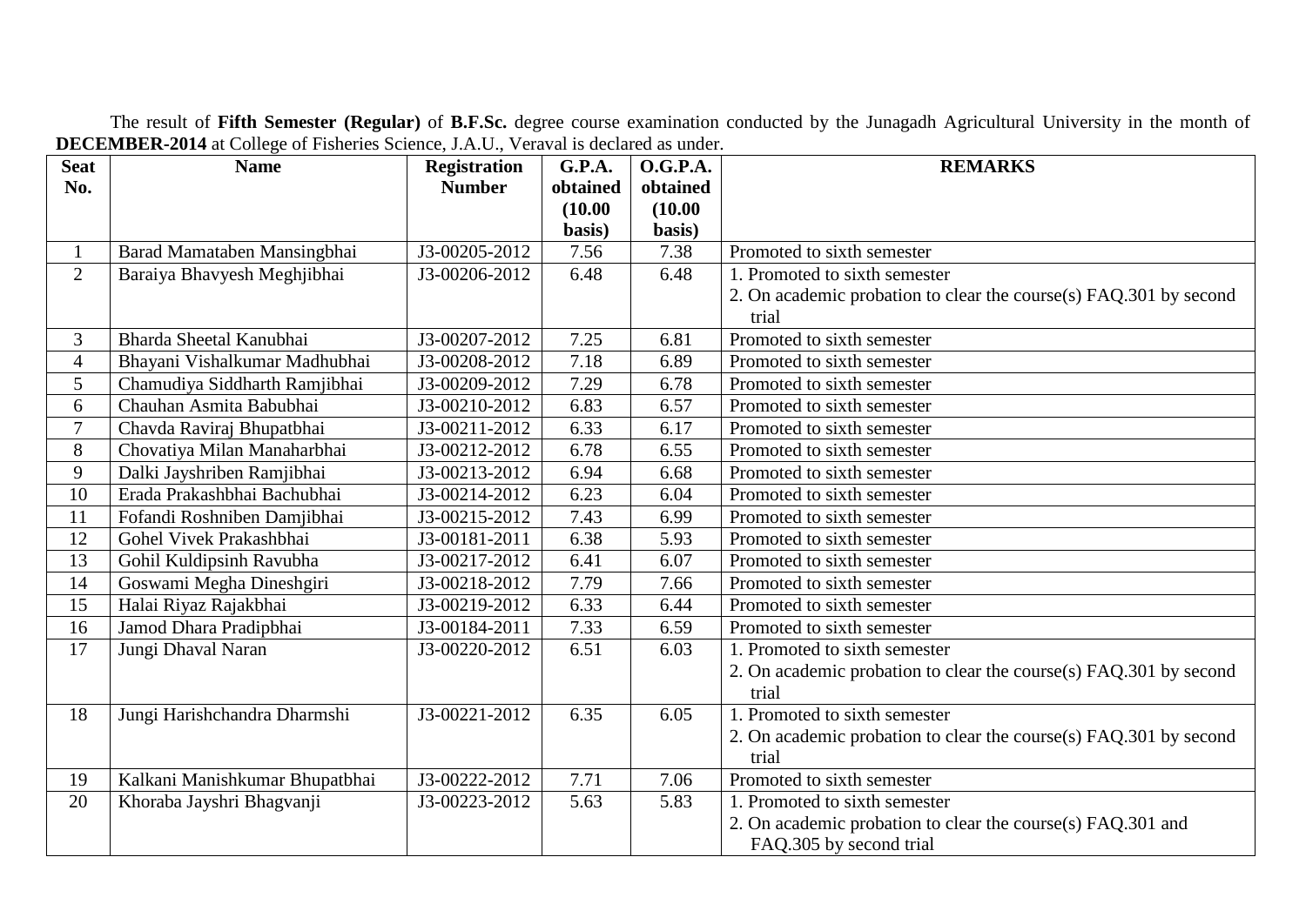The result of **Fifth Semester (Regular)** of **B.F.Sc.** degree course examination conducted by the Junagadh Agricultural University in the month of **DECEMBER-2014** at College of Fisheries Science, J.A.U., Veraval is declared as under.

| Seat No. | Name | Registration Number | G.P.A. obtained (10.00 basis) | O.G.P.A. obtained (10.00 basis) | REMARKS |
|---|---|---|---|---|---|
| 1 | Barad Mamataben Mansingbhai | J3-00205-2012 | 7.56 | 7.38 | Promoted to sixth semester |
| 2 | Baraiya Bhavyesh Meghjibhai | J3-00206-2012 | 6.48 | 6.48 | 1. Promoted to sixth semester<br>2. On academic probation to clear the course(s) FAQ.301 by second trial |
| 3 | Bharda Sheetal Kanubhai | J3-00207-2012 | 7.25 | 6.81 | Promoted to sixth semester |
| 4 | Bhayani Vishalkumar Madhubhai | J3-00208-2012 | 7.18 | 6.89 | Promoted to sixth semester |
| 5 | Chamudiya Siddharth Ramjibhai | J3-00209-2012 | 7.29 | 6.78 | Promoted to sixth semester |
| 6 | Chauhan Asmita Babubhai | J3-00210-2012 | 6.83 | 6.57 | Promoted to sixth semester |
| 7 | Chavda Raviraj Bhupatbhai | J3-00211-2012 | 6.33 | 6.17 | Promoted to sixth semester |
| 8 | Chovatiya Milan Manaharbhai | J3-00212-2012 | 6.78 | 6.55 | Promoted to sixth semester |
| 9 | Dalki Jayshriben Ramjibhai | J3-00213-2012 | 6.94 | 6.68 | Promoted to sixth semester |
| 10 | Erada Prakashbhai Bachubhai | J3-00214-2012 | 6.23 | 6.04 | Promoted to sixth semester |
| 11 | Fofandi Roshniben Damjibhai | J3-00215-2012 | 7.43 | 6.99 | Promoted to sixth semester |
| 12 | Gohel Vivek Prakashbhai | J3-00181-2011 | 6.38 | 5.93 | Promoted to sixth semester |
| 13 | Gohil Kuldipsinh Ravubha | J3-00217-2012 | 6.41 | 6.07 | Promoted to sixth semester |
| 14 | Goswami Megha Dineshgiri | J3-00218-2012 | 7.79 | 7.66 | Promoted to sixth semester |
| 15 | Halai Riyaz Rajakbhai | J3-00219-2012 | 6.33 | 6.44 | Promoted to sixth semester |
| 16 | Jamod Dhara Pradipbhai | J3-00184-2011 | 7.33 | 6.59 | Promoted to sixth semester |
| 17 | Jungi Dhaval Naran | J3-00220-2012 | 6.51 | 6.03 | 1. Promoted to sixth semester<br>2. On academic probation to clear the course(s) FAQ.301 by second trial |
| 18 | Jungi Harishchandra Dharmshi | J3-00221-2012 | 6.35 | 6.05 | 1. Promoted to sixth semester<br>2. On academic probation to clear the course(s) FAQ.301 by second trial |
| 19 | Kalkani Manishkumar Bhupatbhai | J3-00222-2012 | 7.71 | 7.06 | Promoted to sixth semester |
| 20 | Khoraba Jayshri Bhagvanji | J3-00223-2012 | 5.63 | 5.83 | 1. Promoted to sixth semester<br>2. On academic probation to clear the course(s) FAQ.301 and FAQ.305 by second trial |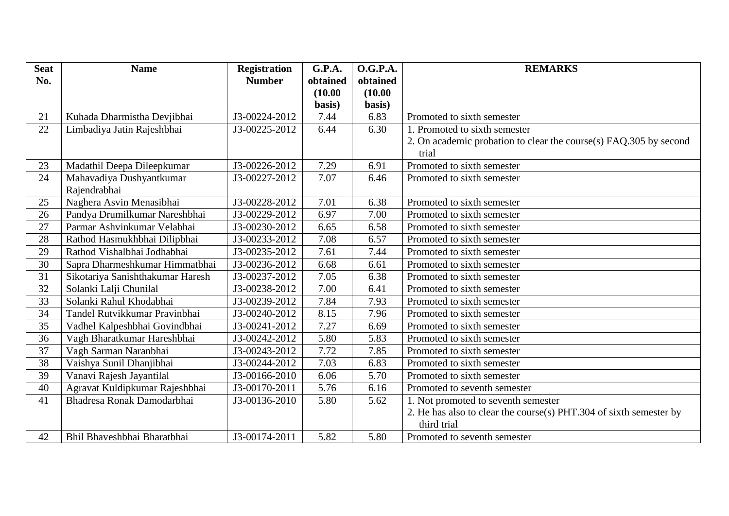| Seat No. | Name | Registration Number | G.P.A. obtained (10.00 basis) | O.G.P.A. obtained (10.00 basis) | REMARKS |
|---|---|---|---|---|---|
| 21 | Kuhada Dharmistha Devjibhai | J3-00224-2012 | 7.44 | 6.83 | Promoted to sixth semester |
| 22 | Limbadiya Jatin Rajeshbhai | J3-00225-2012 | 6.44 | 6.30 | 1. Promoted to sixth semester<br>2. On academic probation to clear the course(s) FAQ.305 by second trial |
| 23 | Madathil Deepa Dileepkumar | J3-00226-2012 | 7.29 | 6.91 | Promoted to sixth semester |
| 24 | Mahavadiya Dushyantkumar Rajendrabhai | J3-00227-2012 | 7.07 | 6.46 | Promoted to sixth semester |
| 25 | Naghera Asvin Menasibhai | J3-00228-2012 | 7.01 | 6.38 | Promoted to sixth semester |
| 26 | Pandya Drumilkumar Nareshbhai | J3-00229-2012 | 6.97 | 7.00 | Promoted to sixth semester |
| 27 | Parmar Ashvinkumar Velabhai | J3-00230-2012 | 6.65 | 6.58 | Promoted to sixth semester |
| 28 | Rathod Hasmukhbhai Dilipbhai | J3-00233-2012 | 7.08 | 6.57 | Promoted to sixth semester |
| 29 | Rathod Vishalbhai Jodhabhai | J3-00235-2012 | 7.61 | 7.44 | Promoted to sixth semester |
| 30 | Sapra Dharmeshkumar Himmatbhai | J3-00236-2012 | 6.68 | 6.61 | Promoted to sixth semester |
| 31 | Sikotariya Sanishthakumar Haresh | J3-00237-2012 | 7.05 | 6.38 | Promoted to sixth semester |
| 32 | Solanki Lalji Chunilal | J3-00238-2012 | 7.00 | 6.41 | Promoted to sixth semester |
| 33 | Solanki Rahul Khodabhai | J3-00239-2012 | 7.84 | 7.93 | Promoted to sixth semester |
| 34 | Tandel Rutvikkumar Pravinbhai | J3-00240-2012 | 8.15 | 7.96 | Promoted to sixth semester |
| 35 | Vadhel Kalpeshbhai Govindbhai | J3-00241-2012 | 7.27 | 6.69 | Promoted to sixth semester |
| 36 | Vagh Bharatkumar Hareshbhai | J3-00242-2012 | 5.80 | 5.83 | Promoted to sixth semester |
| 37 | Vagh Sarman Naranbhai | J3-00243-2012 | 7.72 | 7.85 | Promoted to sixth semester |
| 38 | Vaishya Sunil Dhanjibhai | J3-00244-2012 | 7.03 | 6.83 | Promoted to sixth semester |
| 39 | Vanavi Rajesh Jayantilal | J3-00166-2010 | 6.06 | 5.70 | Promoted to sixth semester |
| 40 | Agravat Kuldipkumar Rajeshbhai | J3-00170-2011 | 5.76 | 6.16 | Promoted to seventh semester |
| 41 | Bhadresa Ronak Damodarbhai | J3-00136-2010 | 5.80 | 5.62 | 1. Not promoted to seventh semester<br>2. He has also to clear the course(s) PHT.304 of sixth semester by third trial |
| 42 | Bhil Bhaveshbhai Bharatbhai | J3-00174-2011 | 5.82 | 5.80 | Promoted to seventh semester |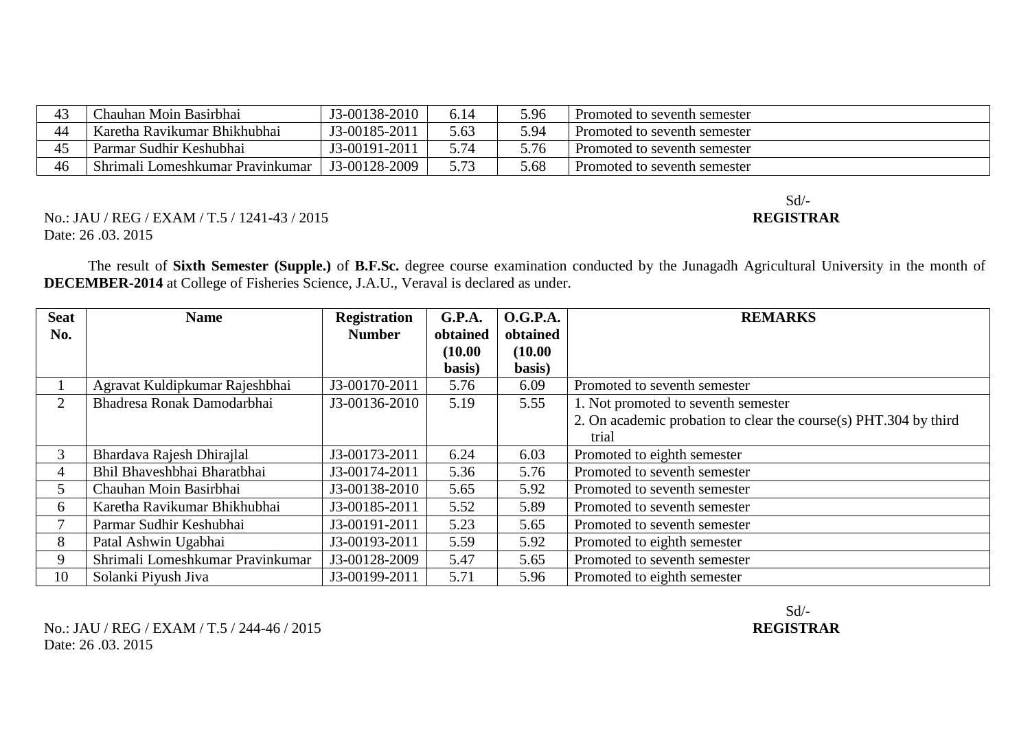| 43 | Chauhan Moin Basirbhai | J3-00138-2010 | 6.14 | 5.96 | Promoted to seventh semester |
|---|---|---|---|---|---|
| 44 | Karetha Ravikumar Bhikhubhai | J3-00185-2011 | 5.63 | 5.94 | Promoted to seventh semester |
| 45 | Parmar Sudhir Keshubhai | J3-00191-2011 | 5.74 | 5.76 | Promoted to seventh semester |
| 46 | Shrimali Lomeshkumar Pravinkumar | J3-00128-2009 | 5.73 | 5.68 | Promoted to seventh semester |

Sd/-
**REGISTRAR**

No.: JAU / REG / EXAM / T.5 / 1241-43 / 2015
Date: 26 .03. 2015

The result of **Sixth Semester (Supple.)** of **B.F.Sc.** degree course examination conducted by the Junagadh Agricultural University in the month of **DECEMBER-2014** at College of Fisheries Science, J.A.U., Veraval is declared as under.

| **Seat No.** | **Name** | **Registration Number** | **G.P.A. obtained (10.00 basis)** | **O.G.P.A. obtained (10.00 basis)** | **REMARKS** |
|---|---|---|---|---|---|
| 1 | Agravat Kuldipkumar Rajeshbhai | J3-00170-2011 | 5.76 | 6.09 | Promoted to seventh semester |
| 2 | Bhadresa Ronak Damodarbhai | J3-00136-2010 | 5.19 | 5.55 | 1. Not promoted to seventh semester<br>2. On academic probation to clear the course(s) PHT.304 by third trial |
| 3 | Bhardava Rajesh Dhirajlal | J3-00173-2011 | 6.24 | 6.03 | Promoted to eighth semester |
| 4 | Bhil Bhaveshbhai Bharatbhai | J3-00174-2011 | 5.36 | 5.76 | Promoted to seventh semester |
| 5 | Chauhan Moin Basirbhai | J3-00138-2010 | 5.65 | 5.92 | Promoted to seventh semester |
| 6 | Karetha Ravikumar Bhikhubhai | J3-00185-2011 | 5.52 | 5.89 | Promoted to seventh semester |
| 7 | Parmar Sudhir Keshubhai | J3-00191-2011 | 5.23 | 5.65 | Promoted to seventh semester |
| 8 | Patal Ashwin Ugabhai | J3-00193-2011 | 5.59 | 5.92 | Promoted to eighth semester |
| 9 | Shrimali Lomeshkumar Pravinkumar | J3-00128-2009 | 5.47 | 5.65 | Promoted to seventh semester |
| 10 | Solanki Piyush Jiva | J3-00199-2011 | 5.71 | 5.96 | Promoted to eighth semester |

Sd/-
**REGISTRAR**

No.: JAU / REG / EXAM / T.5 / 244-46 / 2015
Date: 26 .03. 2015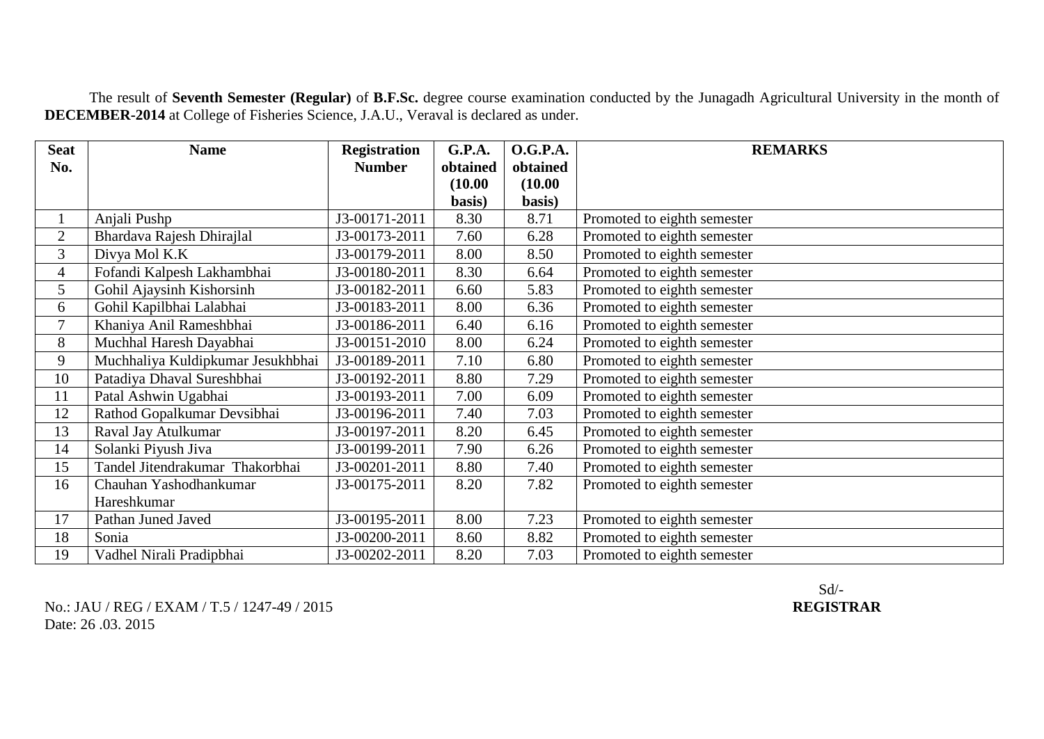The result of **Seventh Semester (Regular)** of **B.F.Sc.** degree course examination conducted by the Junagadh Agricultural University in the month of **DECEMBER-2014** at College of Fisheries Science, J.A.U., Veraval is declared as under.

| Seat No. | Name | Registration Number | G.P.A. obtained (10.00 basis) | O.G.P.A. obtained (10.00 basis) | REMARKS |
|---|---|---|---|---|---|
| 1 | Anjali Pushp | J3-00171-2011 | 8.30 | 8.71 | Promoted to eighth semester |
| 2 | Bhardava Rajesh Dhirajlal | J3-00173-2011 | 7.60 | 6.28 | Promoted to eighth semester |
| 3 | Divya Mol K.K | J3-00179-2011 | 8.00 | 8.50 | Promoted to eighth semester |
| 4 | Fofandi Kalpesh Lakhambhai | J3-00180-2011 | 8.30 | 6.64 | Promoted to eighth semester |
| 5 | Gohil Ajaysinh Kishorsinh | J3-00182-2011 | 6.60 | 5.83 | Promoted to eighth semester |
| 6 | Gohil Kapilbhai Lalabhai | J3-00183-2011 | 8.00 | 6.36 | Promoted to eighth semester |
| 7 | Khaniya Anil Rameshbhai | J3-00186-2011 | 6.40 | 6.16 | Promoted to eighth semester |
| 8 | Muchhal Haresh Dayabhai | J3-00151-2010 | 8.00 | 6.24 | Promoted to eighth semester |
| 9 | Muchhaliya Kuldipkumar Jesukhbhai | J3-00189-2011 | 7.10 | 6.80 | Promoted to eighth semester |
| 10 | Patadiya Dhaval Sureshbhai | J3-00192-2011 | 8.80 | 7.29 | Promoted to eighth semester |
| 11 | Patal Ashwin Ugabhai | J3-00193-2011 | 7.00 | 6.09 | Promoted to eighth semester |
| 12 | Rathod Gopalkumar Devsibhai | J3-00196-2011 | 7.40 | 7.03 | Promoted to eighth semester |
| 13 | Raval Jay Atulkumar | J3-00197-2011 | 8.20 | 6.45 | Promoted to eighth semester |
| 14 | Solanki Piyush Jiva | J3-00199-2011 | 7.90 | 6.26 | Promoted to eighth semester |
| 15 | Tandel Jitendrakumar Thakorbhai | J3-00201-2011 | 8.80 | 7.40 | Promoted to eighth semester |
| 16 | Chauhan Yashodhankumar Hareshkumar | J3-00175-2011 | 8.20 | 7.82 | Promoted to eighth semester |
| 17 | Pathan Juned Javed | J3-00195-2011 | 8.00 | 7.23 | Promoted to eighth semester |
| 18 | Sonia | J3-00200-2011 | 8.60 | 8.82 | Promoted to eighth semester |
| 19 | Vadhel Nirali Pradipbhai | J3-00202-2011 | 8.20 | 7.03 | Promoted to eighth semester |

Sd/-
**REGISTRAR**

No.: JAU / REG / EXAM / T.5 / 1247-49 / 2015
Date: 26 .03. 2015